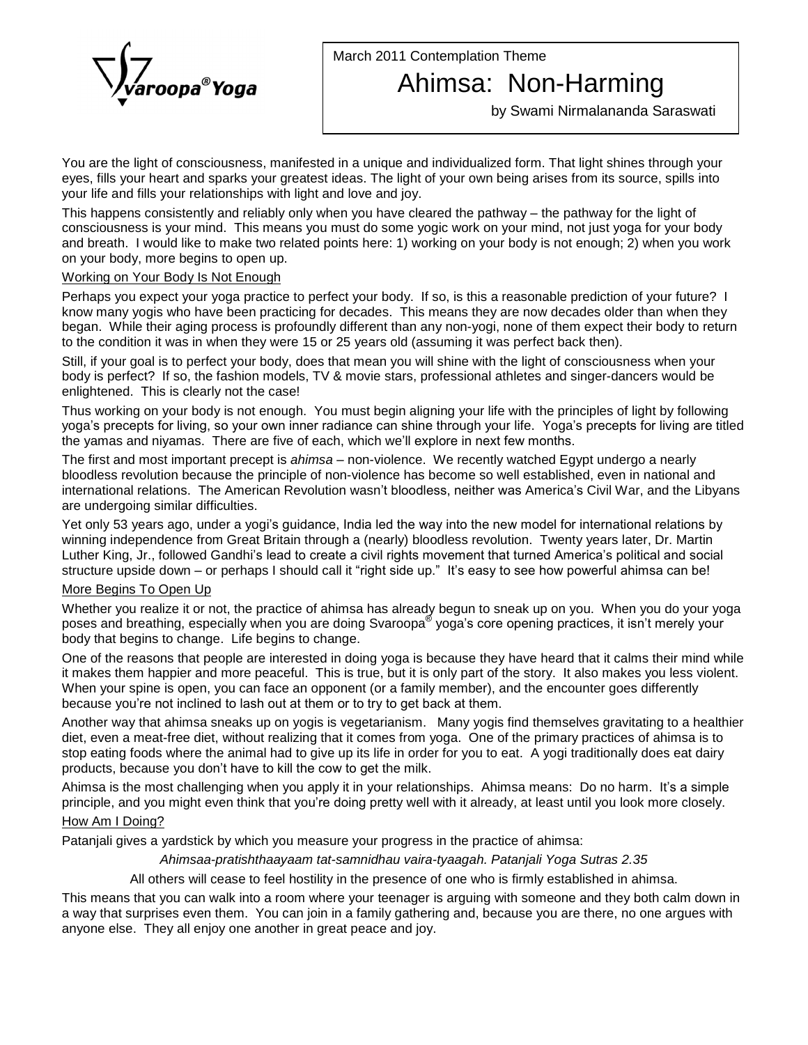Svaroopa® Yoga

March 2011 Contemplation Theme

# Ahimsa: Non-Harming

by Swami Nirmalananda Saraswati

You are the light of consciousness, manifested in a unique and individualized form. That light shines through your eyes, fills your heart and sparks your greatest ideas. The light of your own being arises from its source, spills into your life and fills your relationships with light and love and joy.

This happens consistently and reliably only when you have cleared the pathway – the pathway for the light of consciousness is your mind. This means you must do some yogic work on your mind, not just yoga for your body and breath. I would like to make two related points here: 1) working on your body is not enough; 2) when you work on your body, more begins to open up.

## Working on Your Body Is Not Enough

Perhaps you expect your yoga practice to perfect your body. If so, is this a reasonable prediction of your future? I know many yogis who have been practicing for decades. This means they are now decades older than when they began. While their aging process is profoundly different than any non-yogi, none of them expect their body to return to the condition it was in when they were 15 or 25 years old (assuming it was perfect back then).

Still, if your goal is to perfect your body, does that mean you will shine with the light of consciousness when your body is perfect? If so, the fashion models, TV & movie stars, professional athletes and singer-dancers would be enlightened. This is clearly not the case!

Thus working on your body is not enough. You must begin aligning your life with the principles of light by following yoga's precepts for living, so your own inner radiance can shine through your life. Yoga's precepts for living are titled the yamas and niyamas. There are five of each, which we'll explore in next few months.

The first and most important precept is *ahimsa* – non-violence. We recently watched Egypt undergo a nearly bloodless revolution because the principle of non-violence has become so well established, even in national and international relations. The American Revolution wasn't bloodless, neither was America's Civil War, and the Libyans are undergoing similar difficulties.

Yet only 53 years ago, under a yogi's guidance, India led the way into the new model for international relations by winning independence from Great Britain through a (nearly) bloodless revolution. Twenty years later, Dr. Martin Luther King, Jr., followed Gandhi's lead to create a civil rights movement that turned America's political and social structure upside down – or perhaps I should call it "right side up." It's easy to see how powerful ahimsa can be!

## More Begins To Open Up

Whether you realize it or not, the practice of ahimsa has already begun to sneak up on you. When you do your yoga poses and breathing, especially when you are doing Svaroopa® yoga's core opening practices, it isn't merely your body that begins to change. Life begins to change.

One of the reasons that people are interested in doing yoga is because they have heard that it calms their mind while it makes them happier and more peaceful. This is true, but it is only part of the story. It also makes you less violent. When your spine is open, you can face an opponent (or a family member), and the encounter goes differently because you're not inclined to lash out at them or to try to get back at them.

Another way that ahimsa sneaks up on yogis is vegetarianism. Many yogis find themselves gravitating to a healthier diet, even a meat-free diet, without realizing that it comes from yoga. One of the primary practices of ahimsa is to stop eating foods where the animal had to give up its life in order for you to eat. A yogi traditionally does eat dairy products, because you don't have to kill the cow to get the milk.

Ahimsa is the most challenging when you apply it in your relationships. Ahimsa means: Do no harm. It's a simple principle, and you might even think that you're doing pretty well with it already, at least until you look more closely.

## How Am I Doing?

Patanjali gives a yardstick by which you measure your progress in the practice of ahimsa:

*Ahimsaa-pratishthaayaam tat-samnidhau vaira-tyaagah. Patanjali Yoga Sutras 2.35*

All others will cease to feel hostility in the presence of one who is firmly established in ahimsa.

This means that you can walk into a room where your teenager is arguing with someone and they both calm down in a way that surprises even them. You can join in a family gathering and, because you are there, no one argues with anyone else. They all enjoy one another in great peace and joy.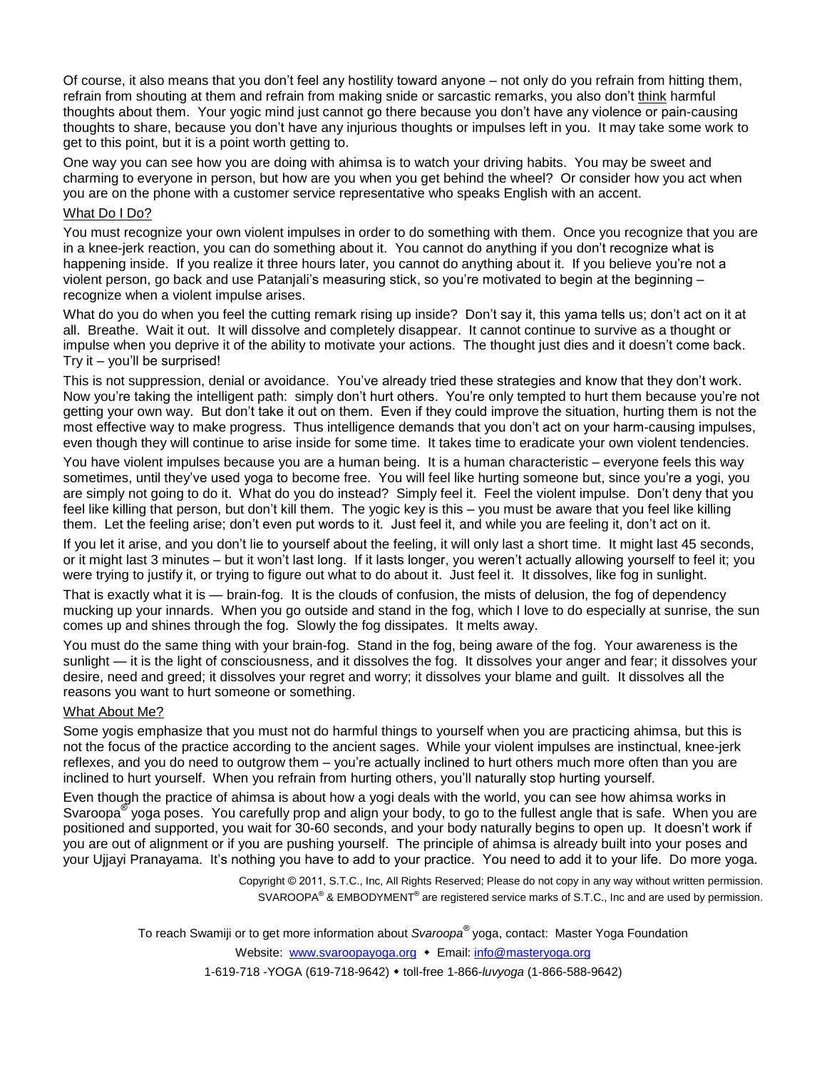Of course, it also means that you don't feel any hostility toward anyone – not only do you refrain from hitting them, refrain from shouting at them and refrain from making snide or sarcastic remarks, you also don't <u>think</u> harmful thoughts about them. Your yogic mind just cannot go there because you don't have any violence or pain-causing thoughts to share, because you don't have any injurious thoughts or impulses left in you. It may take some work to get to this point, but it is a point worth getting to.

One way you can see how you are doing with ahimsa is to watch your driving habits. You may be sweet and charming to everyone in person, but how are you when you get behind the wheel? Or consider how you act when you are on the phone with a customer service representative who speaks English with an accent.

### What Do I Do?

You must recognize your own violent impulses in order to do something with them. Once you recognize that you are in a knee-jerk reaction, you can do something about it. You cannot do anything if you don't recognize what is happening inside. If you realize it three hours later, you cannot do anything about it. If you believe you're not a violent person, go back and use Patanjali's measuring stick, so you're motivated to begin at the beginning – recognize when a violent impulse arises.

What do you do when you feel the cutting remark rising up inside? Don't say it, this yama tells us; don't act on it at all. Breathe. Wait it out. It will dissolve and completely disappear. It cannot continue to survive as a thought or impulse when you deprive it of the ability to motivate your actions. The thought just dies and it doesn't come back. Try it – you'll be surprised!

This is not suppression, denial or avoidance. You've already tried these strategies and know that they don't work. Now you're taking the intelligent path: simply don't hurt others. You're only tempted to hurt them because you're not getting your own way. But don't take it out on them. Even if they could improve the situation, hurting them is not the most effective way to make progress. Thus intelligence demands that you don't act on your harm-causing impulses, even though they will continue to arise inside for some time. It takes time to eradicate your own violent tendencies.

You have violent impulses because you are a human being. It is a human characteristic – everyone feels this way sometimes, until they've used yoga to become free. You will feel like hurting someone but, since you're a yogi, you are simply not going to do it. What do you do instead? Simply feel it. Feel the violent impulse. Don't deny that you feel like killing that person, but don't kill them. The yogic key is this – you must be aware that you feel like killing them. Let the feeling arise; don't even put words to it. Just feel it, and while you are feeling it, don't act on it.

If you let it arise, and you don't lie to yourself about the feeling, it will only last a short time. It might last 45 seconds, or it might last 3 minutes – but it won't last long. If it lasts longer, you weren't actually allowing yourself to feel it; you were trying to justify it, or trying to figure out what to do about it. Just feel it. It dissolves, like fog in sunlight.

That is exactly what it is — brain-fog. It is the clouds of confusion, the mists of delusion, the fog of dependency mucking up your innards. When you go outside and stand in the fog, which I love to do especially at sunrise, the sun comes up and shines through the fog. Slowly the fog dissipates. It melts away.

You must do the same thing with your brain-fog. Stand in the fog, being aware of the fog. Your awareness is the sunlight — it is the light of consciousness, and it dissolves the fog. It dissolves your anger and fear; it dissolves your desire, need and greed; it dissolves your regret and worry; it dissolves your blame and guilt. It dissolves all the reasons you want to hurt someone or something.

### What About Me?

Some yogis emphasize that you must not do harmful things to yourself when you are practicing ahimsa, but this is not the focus of the practice according to the ancient sages. While your violent impulses are instinctual, knee-jerk reflexes, and you do need to outgrow them – you're actually inclined to hurt others much more often than you are inclined to hurt yourself. When you refrain from hurting others, you'll naturally stop hurting yourself.

Even though the practice of ahimsa is about how a yogi deals with the world, you can see how ahimsa works in Svaroopa® yoga poses. You carefully prop and align your body, to go to the fullest angle that is safe. When you are positioned and supported, you wait for 30-60 seconds, and your body naturally begins to open up. It doesn't work if you are out of alignment or if you are pushing yourself. The principle of ahimsa is already built into your poses and your Ujjayi Pranayama. It's nothing you have to add to your practice. You need to add it to your life. Do more yoga.

Copyright © 2011, S.T.C., Inc, All Rights Reserved; Please do not copy in any way without written permission.
SVAROOPA® & EMBODYMENT® are registered service marks of S.T.C., Inc and are used by permission.

To reach Swamiji or to get more information about *Svaroopa®* yoga, contact: Master Yoga Foundation

Website: [www.svaroopayoga.org](http://www.svaroopayoga.org) ◆ Email: [info@masteryoga.org](mailto:info@masteryoga.org)

1-619-718 -YOGA (619-718-9642) ◆ toll-free 1-866-*luvyoga* (1-866-588-9642)